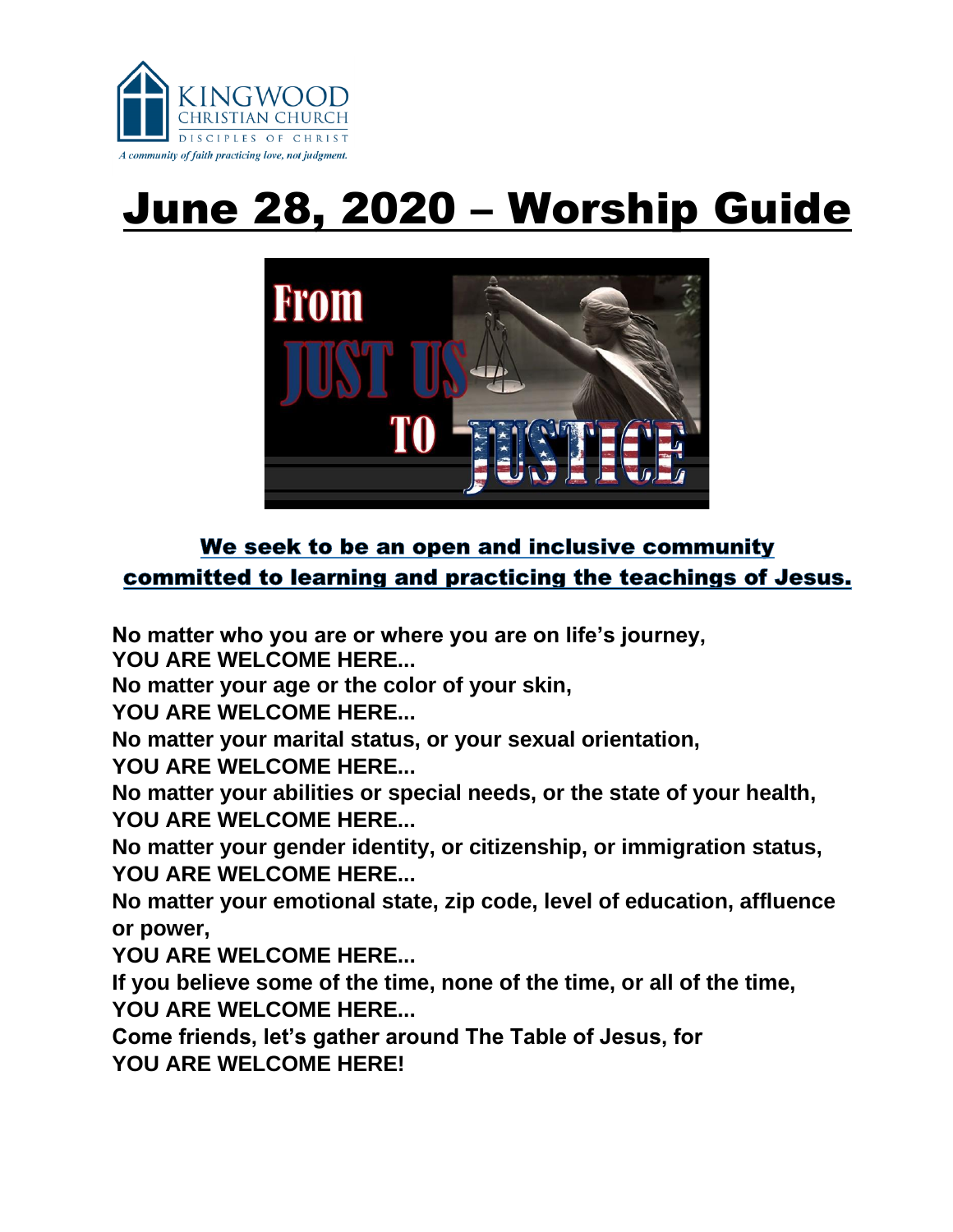KINGWOOD CHRISTIAN CHURCH

DISCIPLES OF CHRIST

*A community of faith practicing love, not judgment.*

# June 28, 2020 – Worship Guide

From JUST US TO JUSTICE

**We seek to be an open and inclusive community committed to learning and practicing the teachings of Jesus.**

**No matter who you are or where you are on life's journey,**
**YOU ARE WELCOME HERE...**
**No matter your age or the color of your skin,**
**YOU ARE WELCOME HERE...**
**No matter your marital status, or your sexual orientation,**
**YOU ARE WELCOME HERE...**
**No matter your abilities or special needs, or the state of your health,**
**YOU ARE WELCOME HERE...**
**No matter your gender identity, or citizenship, or immigration status,**
**YOU ARE WELCOME HERE...**
**No matter your emotional state, zip code, level of education, affluence or power,**
**YOU ARE WELCOME HERE...**
**If you believe some of the time, none of the time, or all of the time,**
**YOU ARE WELCOME HERE...**
**Come friends, let's gather around The Table of Jesus, for**
**YOU ARE WELCOME HERE!**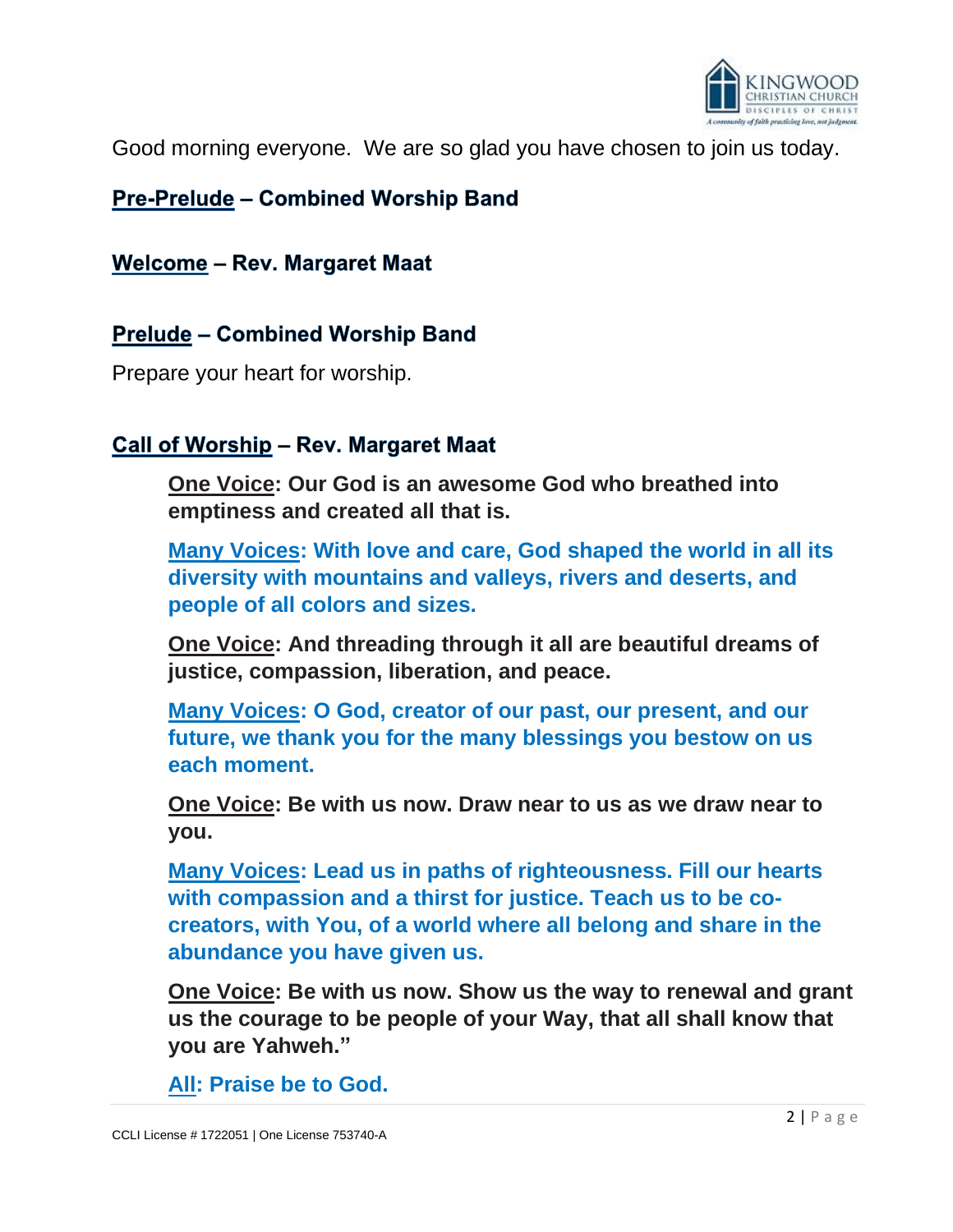Good morning everyone. We are so glad you have chosen to join us today.

**Pre-Prelude – Combined Worship Band**

**Welcome – Rev. Margaret Maat**

**Prelude – Combined Worship Band**

Prepare your heart for worship.

**Call of Worship – Rev. Margaret Maat**

**One Voice: Our God is an awesome God who breathed into emptiness and created all that is.**

**Many Voices: With love and care, God shaped the world in all its diversity with mountains and valleys, rivers and deserts, and people of all colors and sizes.**

**One Voice: And threading through it all are beautiful dreams of justice, compassion, liberation, and peace.**

**Many Voices: O God, creator of our past, our present, and our future, we thank you for the many blessings you bestow on us each moment.**

**One Voice: Be with us now. Draw near to us as we draw near to you.**

**Many Voices: Lead us in paths of righteousness. Fill our hearts with compassion and a thirst for justice. Teach us to be co-creators, with You, of a world where all belong and share in the abundance you have given us.**

**One Voice: Be with us now. Show us the way to renewal and grant us the courage to be people of your Way, that all shall know that you are Yahweh."**

**All: Praise be to God.**

CCLI License # 1722051 | One License 753740-A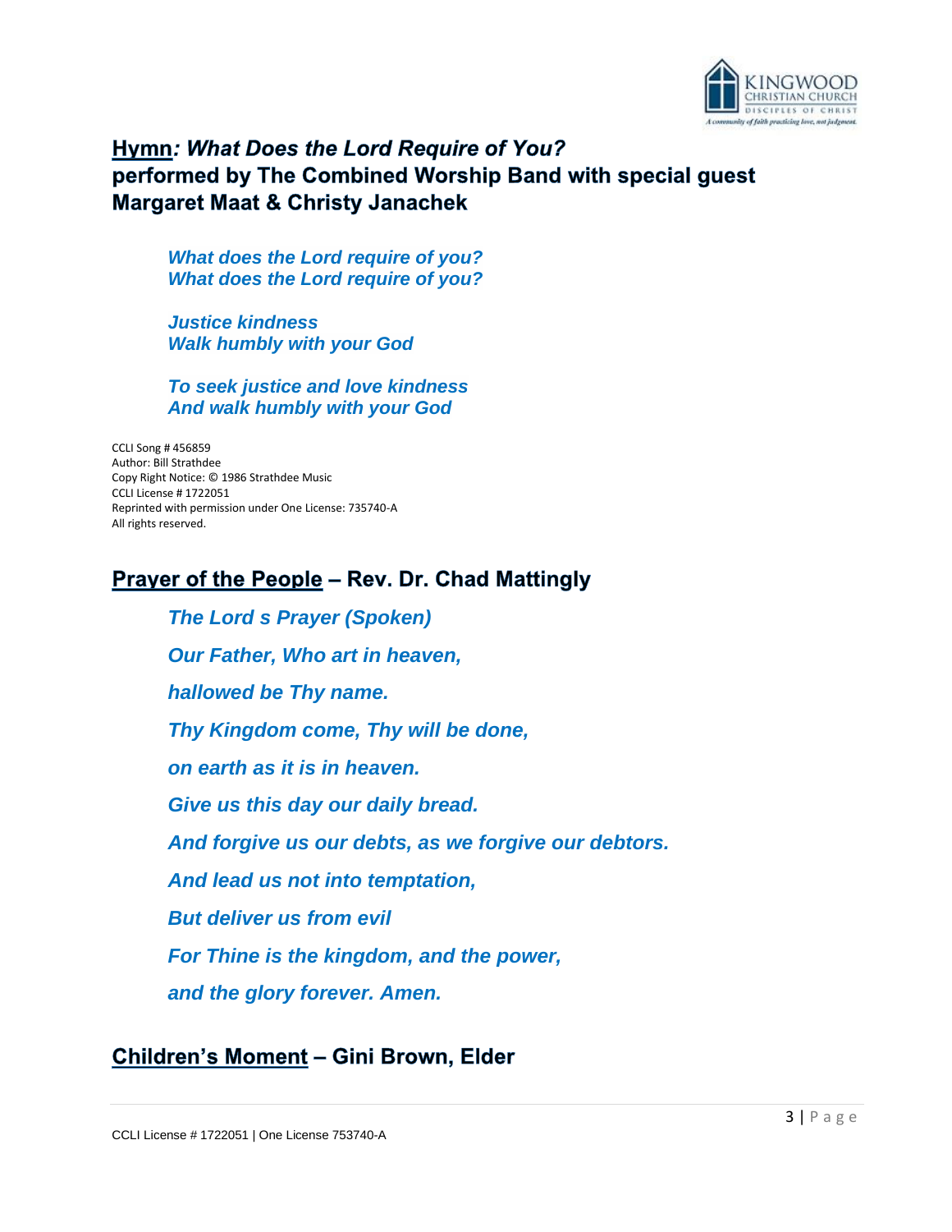## Hymn: *What Does the Lord Require of You?* performed by The Combined Worship Band with special guest Margaret Maat & Christy Janachek

***What does the Lord require of you?***
***What does the Lord require of you?***

***Justice kindness***
***Walk humbly with your God***

***To seek justice and love kindness***
***And walk humbly with your God***

CCLI Song # 456859
Author: Bill Strathdee
Copy Right Notice: © 1986 Strathdee Music
CCLI License # 1722051
Reprinted with permission under One License: 735740-A
All rights reserved.

## Prayer of the People – Rev. Dr. Chad Mattingly

***The Lord s Prayer (Spoken)***

***Our Father, Who art in heaven,***

***hallowed be Thy name.***

***Thy Kingdom come, Thy will be done,***

***on earth as it is in heaven.***

***Give us this day our daily bread.***

***And forgive us our debts, as we forgive our debtors.***

***And lead us not into temptation,***

***But deliver us from evil***

***For Thine is the kingdom, and the power,***

***and the glory forever. Amen.***

## Children's Moment – Gini Brown, Elder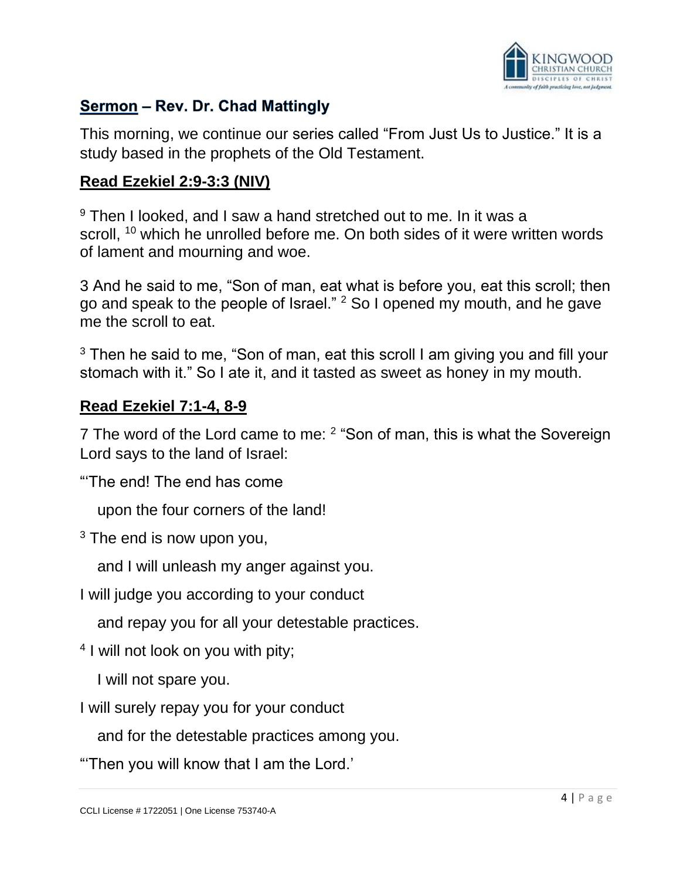**Sermon – Rev. Dr. Chad Mattingly**

This morning, we continue our series called "From Just Us to Justice." It is a study based in the prophets of the Old Testament.

**Read Ezekiel 2:9-3:3 (NIV)**

[9] Then I looked, and I saw a hand stretched out to me. In it was a scroll, [10] which he unrolled before me. On both sides of it were written words of lament and mourning and woe.

3 And he said to me, "Son of man, eat what is before you, eat this scroll; then go and speak to the people of Israel." [2] So I opened my mouth, and he gave me the scroll to eat.

[3] Then he said to me, "Son of man, eat this scroll I am giving you and fill your stomach with it." So I ate it, and it tasted as sweet as honey in my mouth.

**Read Ezekiel 7:1-4, 8-9**

7 The word of the Lord came to me: [2] "Son of man, this is what the Sovereign Lord says to the land of Israel:

"'The end! The end has come
  upon the four corners of the land!

[3] The end is now upon you,
  and I will unleash my anger against you.

I will judge you according to your conduct
  and repay you for all your detestable practices.

[4] I will not look on you with pity;
  I will not spare you.

I will surely repay you for your conduct
  and for the detestable practices among you.

"'Then you will know that I am the Lord.'

CCLI License # 1722051 | One License 753740-A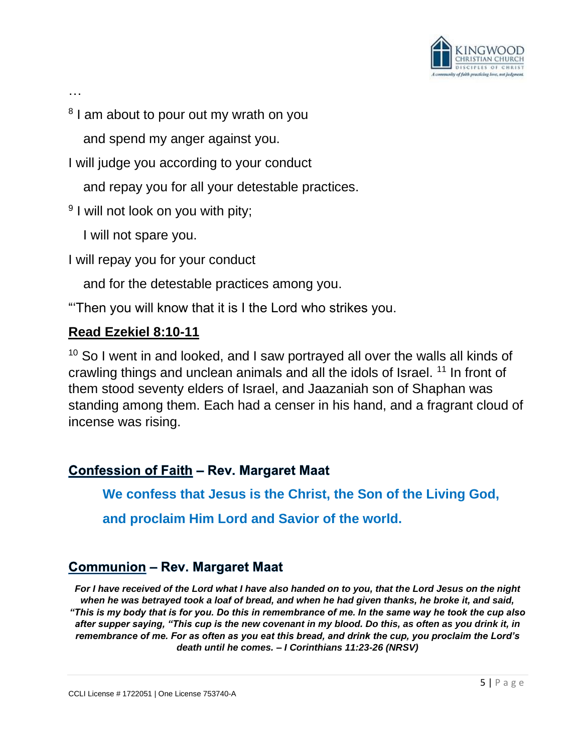…

[8] I am about to pour out my wrath on you

  and spend my anger against you.

I will judge you according to your conduct

  and repay you for all your detestable practices.

[9] I will not look on you with pity;

  I will not spare you.

I will repay you for your conduct

  and for the detestable practices among you.

"'Then you will know that it is I the Lord who strikes you.

**Read Ezekiel 8:10-11**

[10] So I went in and looked, and I saw portrayed all over the walls all kinds of crawling things and unclean animals and all the idols of Israel. [11] In front of them stood seventy elders of Israel, and Jaazaniah son of Shaphan was standing among them. Each had a censer in his hand, and a fragrant cloud of incense was rising.

## Confession of Faith – Rev. Margaret Maat

**We confess that Jesus is the Christ, the Son of the Living God,**

**and proclaim Him Lord and Savior of the world.**

## Communion – Rev. Margaret Maat

***For I have received of the Lord what I have also handed on to you, that the Lord Jesus on the night when he was betrayed took a loaf of bread, and when he had given thanks, he broke it, and said, "This is my body that is for you. Do this in remembrance of me. In the same way he took the cup also after supper saying, "This cup is the new covenant in my blood. Do this, as often as you drink it, in remembrance of me. For as often as you eat this bread, and drink the cup, you proclaim the Lord's death until he comes. – I Corinthians 11:23-26 (NRSV)***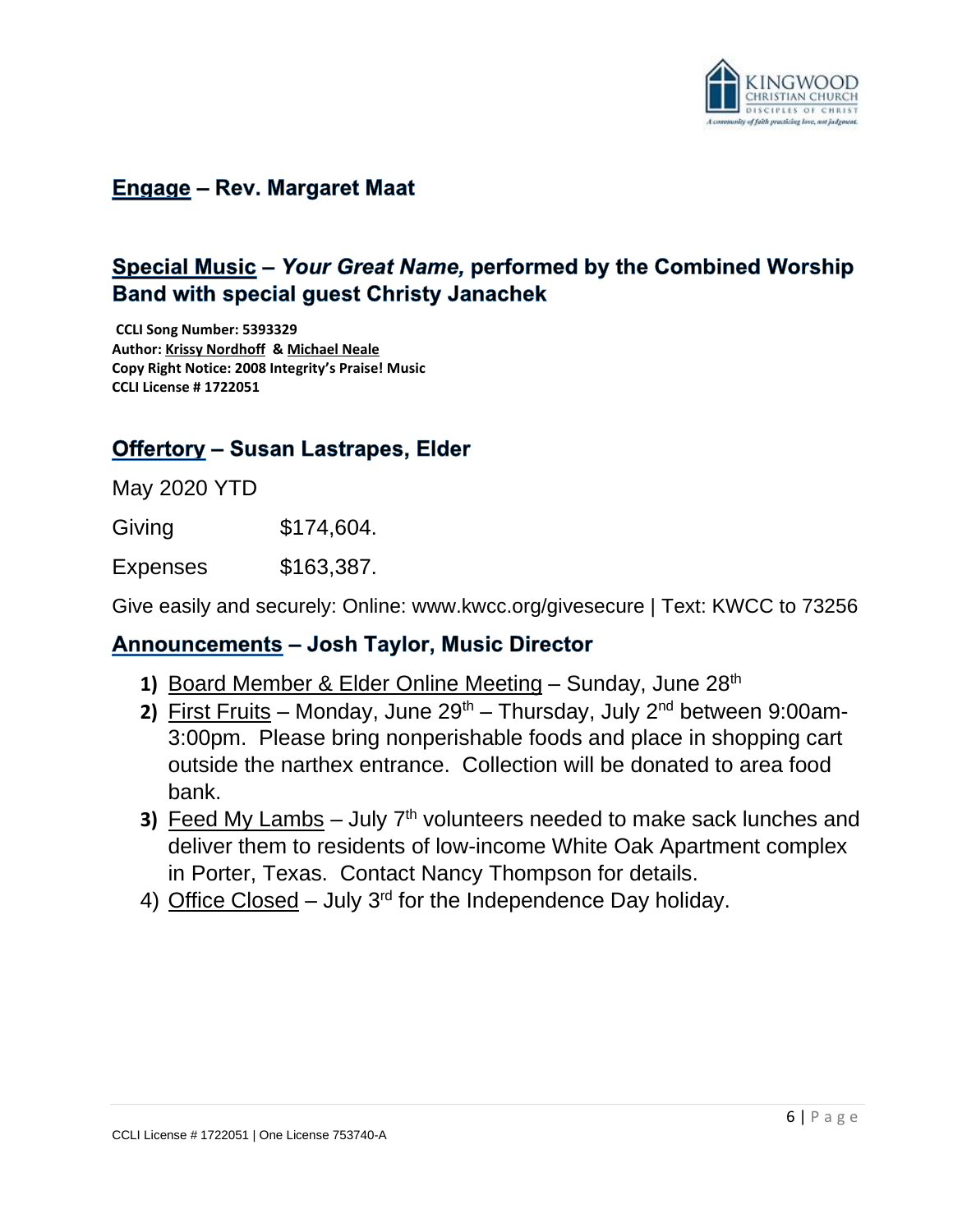## Engage – Rev. Margaret Maat

## Special Music – *Your Great Name,* performed by the Combined Worship Band with special guest Christy Janachek

**CCLI Song Number: 5393329**
**Author: Krissy Nordhoff & Michael Neale**
**Copy Right Notice: 2008 Integrity's Praise! Music**
**CCLI License # 1722051**

## Offertory – Susan Lastrapes, Elder

May 2020 YTD

| | |
|---|---|
| Giving | $174,604. |
| Expenses | $163,387. |

Give easily and securely: Online: www.kwcc.org/givesecure | Text: KWCC to 73256

## Announcements – Josh Taylor, Music Director

1) Board Member & Elder Online Meeting – Sunday, June 28th
2) First Fruits – Monday, June 29th – Thursday, July 2nd between 9:00am-3:00pm. Please bring nonperishable foods and place in shopping cart outside the narthex entrance. Collection will be donated to area food bank.
3) Feed My Lambs – July 7th volunteers needed to make sack lunches and deliver them to residents of low-income White Oak Apartment complex in Porter, Texas. Contact Nancy Thompson for details.
4) Office Closed – July 3rd for the Independence Day holiday.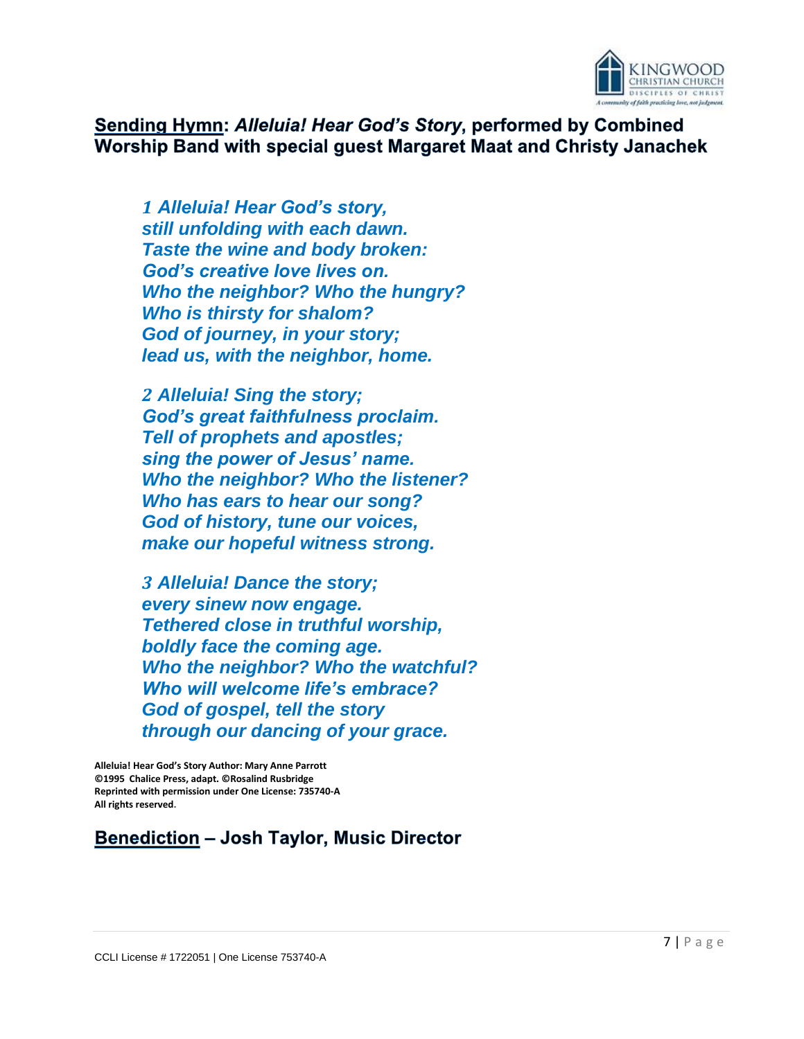## **Sending Hymn**: *Alleluia! Hear God's Story*, performed by Combined Worship Band with special guest Margaret Maat and Christy Janachek

***1 Alleluia! Hear God's story,***
***still unfolding with each dawn.***
***Taste the wine and body broken:***
***God's creative love lives on.***
***Who the neighbor? Who the hungry?***
***Who is thirsty for shalom?***
***God of journey, in your story;***
***lead us, with the neighbor, home.***

***2 Alleluia! Sing the story;***
***God's great faithfulness proclaim.***
***Tell of prophets and apostles;***
***sing the power of Jesus' name.***
***Who the neighbor? Who the listener?***
***Who has ears to hear our song?***
***God of history, tune our voices,***
***make our hopeful witness strong.***

***3 Alleluia! Dance the story;***
***every sinew now engage.***
***Tethered close in truthful worship,***
***boldly face the coming age.***
***Who the neighbor? Who the watchful?***
***Who will welcome life's embrace?***
***God of gospel, tell the story***
***through our dancing of your grace.***

**Alleluia! Hear God's Story Author: Mary Anne Parrott**
**©1995 Chalice Press, adapt. ©Rosalind Rusbridge**
**Reprinted with permission under One License: 735740-A**
**All rights reserved**.

## **Benediction** – Josh Taylor, Music Director

CCLI License # 1722051 | One License 753740-A